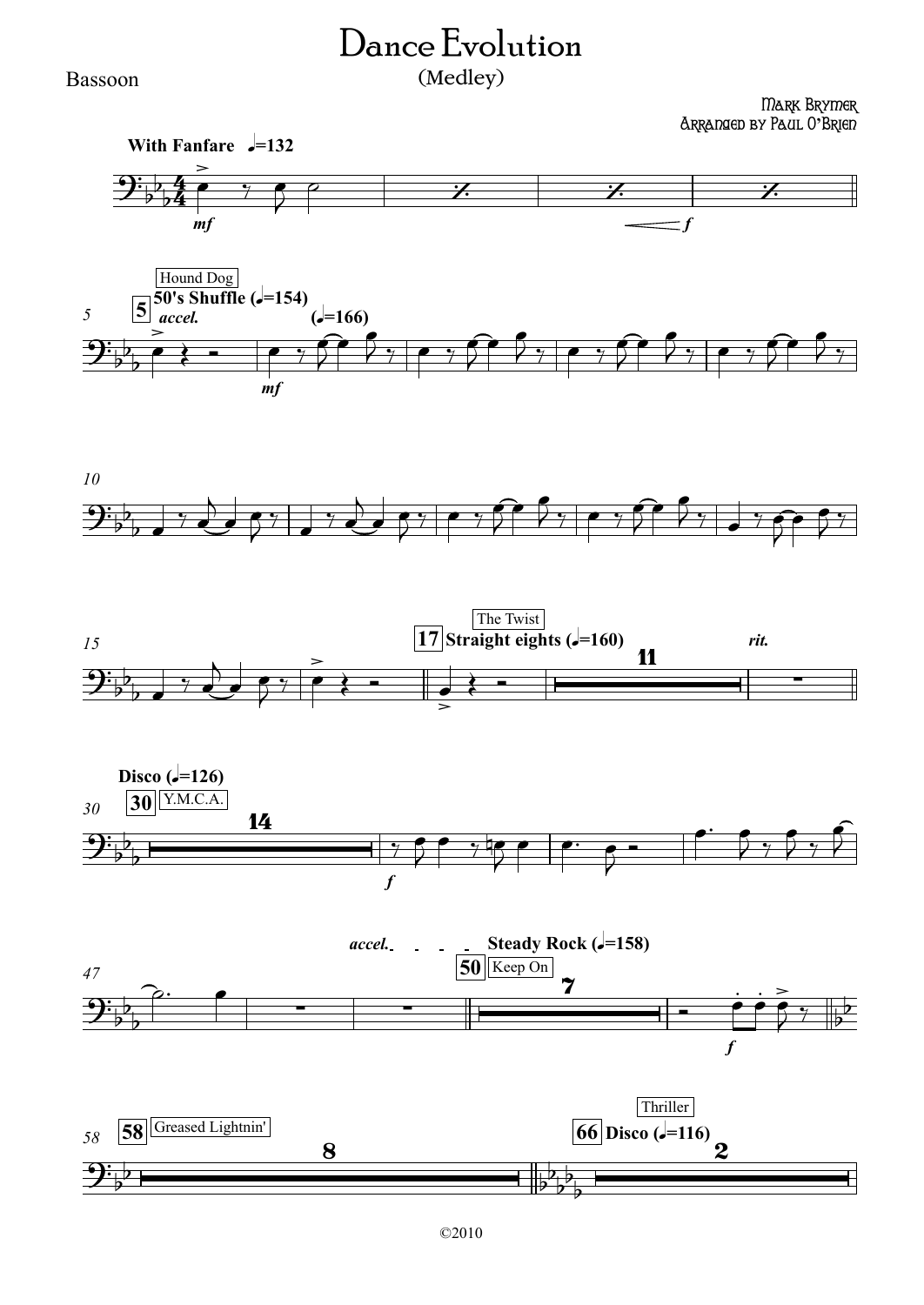# Dance Evolution

(Medley)

Bassoon

Mark Brymer
Arranged by Paul O'Brien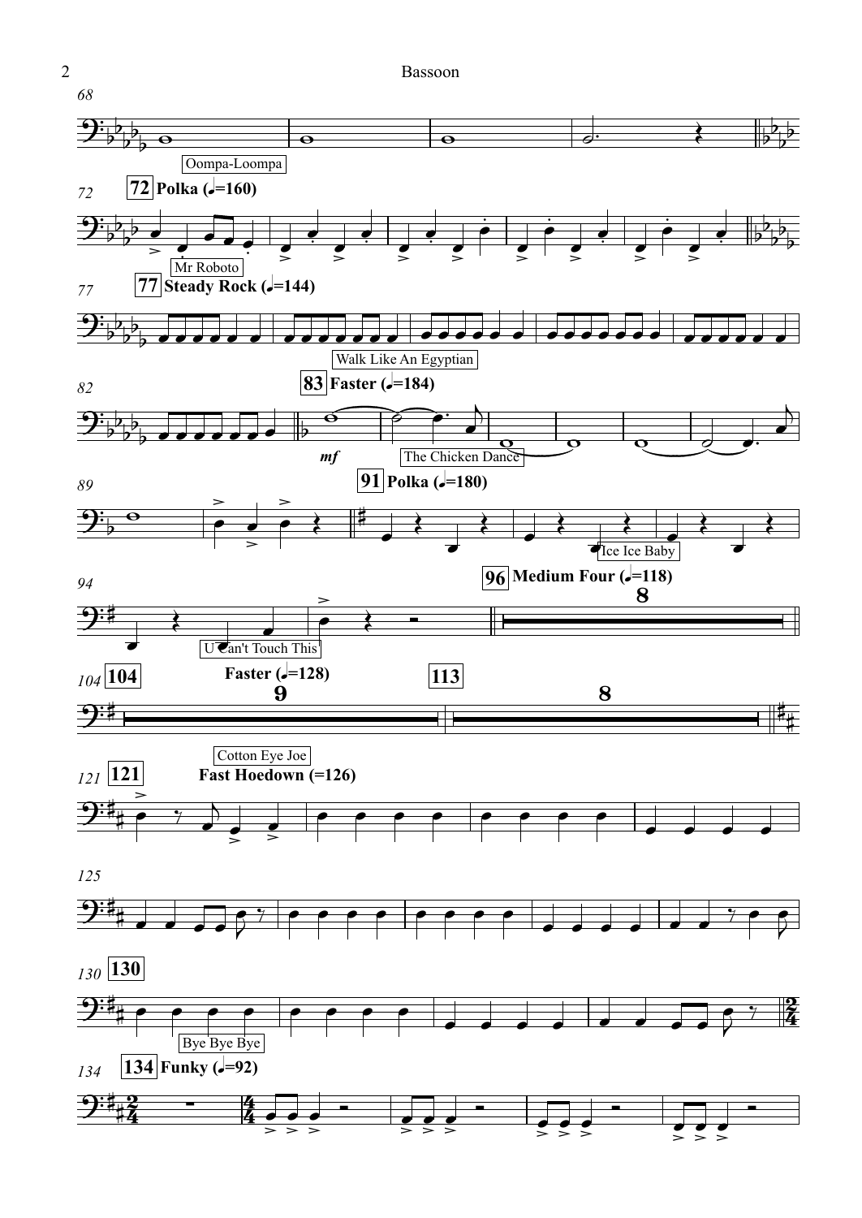68

Oompa-Loompa

72 **72** **Polka (♩=160)**

Mr Roboto

77 **77** **Steady Rock (♩=144)**

Walk Like An Egyptian

82 **83** **Faster (♩=184)**

*mf*

The Chicken Dance

89 **91** **Polka (♩=180)**

Ice Ice Baby

94 **96** **Medium Four (♩=118)**

U Can't Touch This

8

104 **104** **Faster (♩=128)** **113**

9 8

Cotton Eye Joe

121 **121** **Fast Hoedown (=126)**

125

130 **130**

Bye Bye Bye

134 **134** **Funky (♩=92)**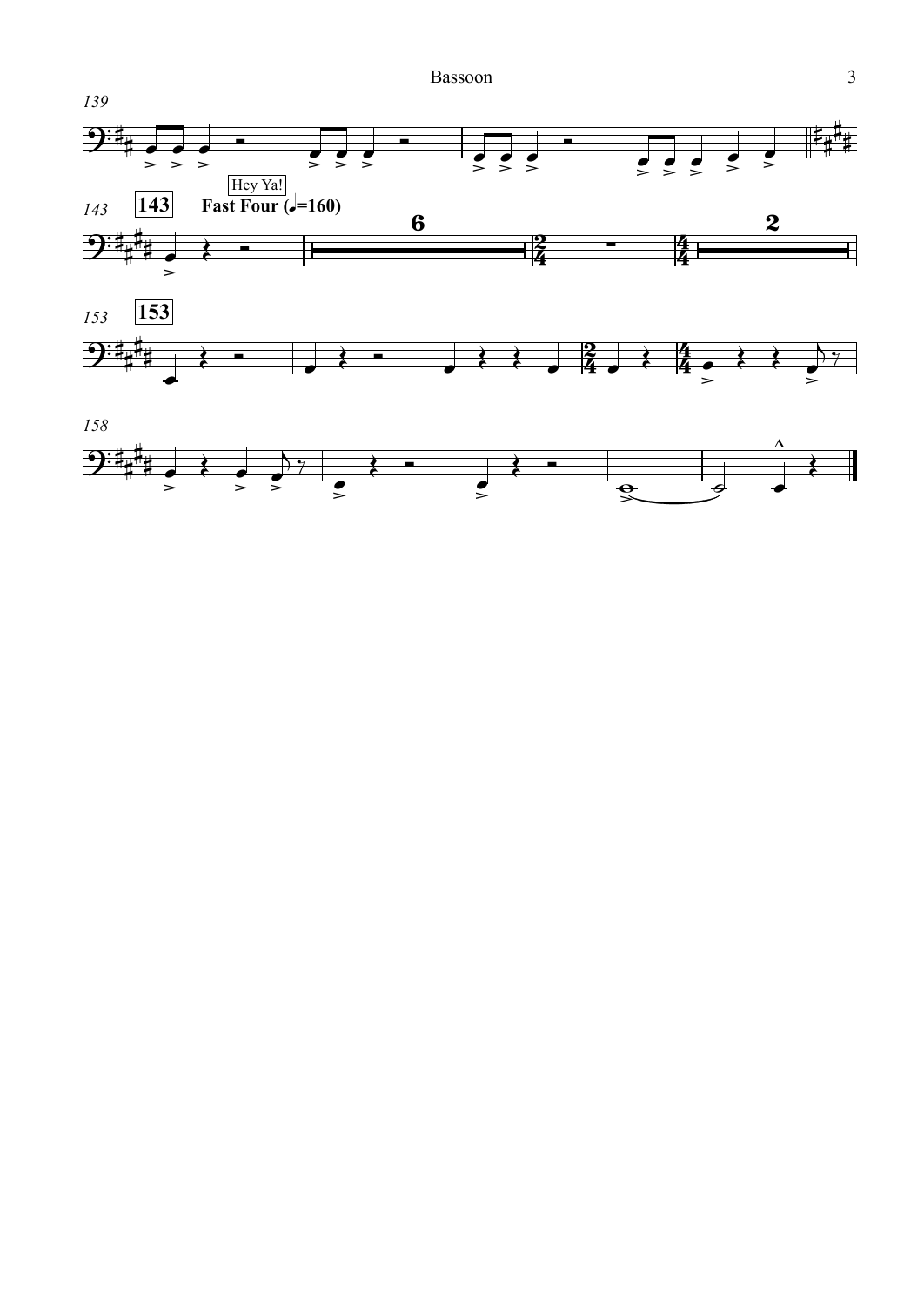Hey Ya!

**Fast Four (♩=160)**